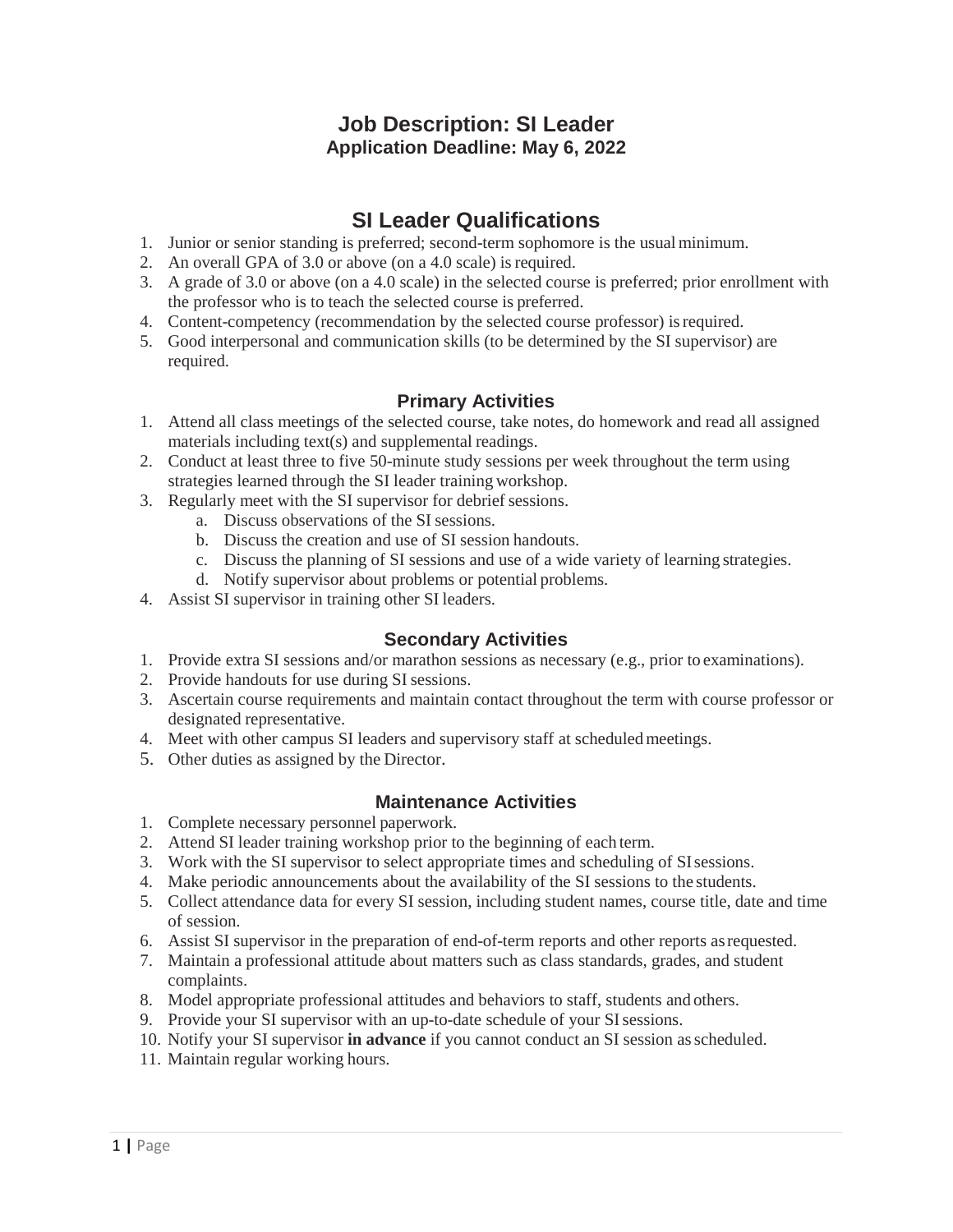# Job Description: SI Leader

**Application Deadline: May 6, 2022**

## SI Leader Qualifications

1. Junior or senior standing is preferred; second-term sophomore is the usual minimum.
2. An overall GPA of 3.0 or above (on a 4.0 scale) is required.
3. A grade of 3.0 or above (on a 4.0 scale) in the selected course is preferred; prior enrollment with the professor who is to teach the selected course is preferred.
4. Content-competency (recommendation by the selected course professor) is required.
5. Good interpersonal and communication skills (to be determined by the SI supervisor) are required.

### Primary Activities

1. Attend all class meetings of the selected course, take notes, do homework and read all assigned materials including text(s) and supplemental readings.
2. Conduct at least three to five 50-minute study sessions per week throughout the term using strategies learned through the SI leader training workshop.
3. Regularly meet with the SI supervisor for debrief sessions.
   a. Discuss observations of the SI sessions.
   b. Discuss the creation and use of SI session handouts.
   c. Discuss the planning of SI sessions and use of a wide variety of learning strategies.
   d. Notify supervisor about problems or potential problems.
4. Assist SI supervisor in training other SI leaders.

### Secondary Activities

1. Provide extra SI sessions and/or marathon sessions as necessary (e.g., prior to examinations).
2. Provide handouts for use during SI sessions.
3. Ascertain course requirements and maintain contact throughout the term with course professor or designated representative.
4. Meet with other campus SI leaders and supervisory staff at scheduled meetings.
5. Other duties as assigned by the Director.

### Maintenance Activities

1. Complete necessary personnel paperwork.
2. Attend SI leader training workshop prior to the beginning of each term.
3. Work with the SI supervisor to select appropriate times and scheduling of SI sessions.
4. Make periodic announcements about the availability of the SI sessions to the students.
5. Collect attendance data for every SI session, including student names, course title, date and time of session.
6. Assist SI supervisor in the preparation of end-of-term reports and other reports as requested.
7. Maintain a professional attitude about matters such as class standards, grades, and student complaints.
8. Model appropriate professional attitudes and behaviors to staff, students and others.
9. Provide your SI supervisor with an up-to-date schedule of your SI sessions.
10. Notify your SI supervisor **in advance** if you cannot conduct an SI session as scheduled.
11. Maintain regular working hours.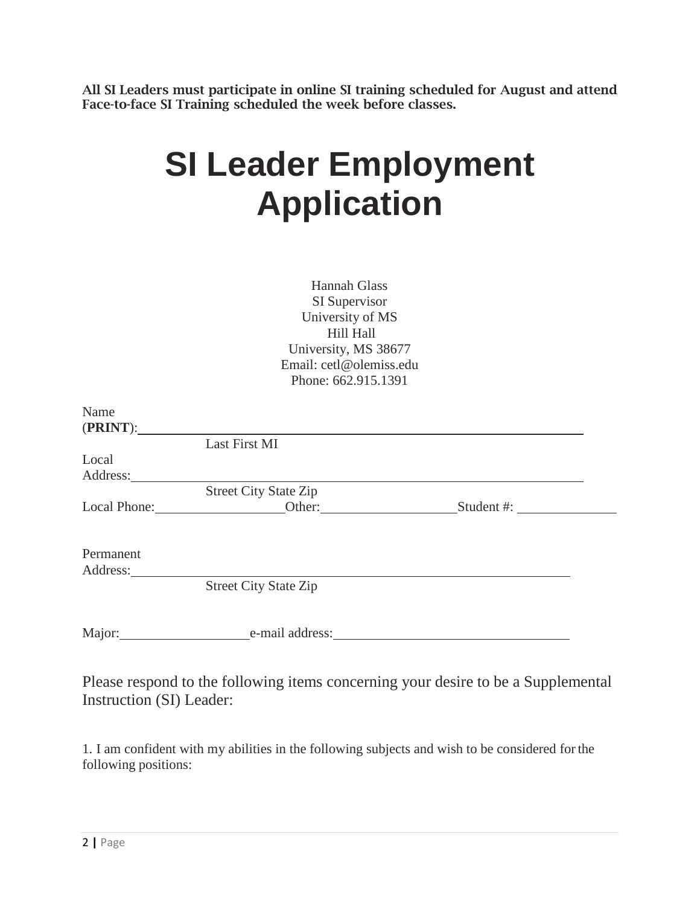**All SI Leaders must participate in online SI training scheduled for August and attend Face-to-face SI Training scheduled the week before classes.**

# SI Leader Employment Application

Hannah Glass
SI Supervisor
University of MS
Hill Hall
University, MS 38677
Email: cetl@olemiss.edu
Phone: 662.915.1391

Name (**PRINT**): ____________________________________________
Last First MI

Local Address: ____________________________________________
Street City State Zip

Local Phone: ________________ Other: ________________ Student #: ____________

Permanent Address: ____________________________________________
Street City State Zip

Major: ________________ e-mail address: ______________________________

Please respond to the following items concerning your desire to be a Supplemental Instruction (SI) Leader:

1. I am confident with my abilities in the following subjects and wish to be considered for the following positions: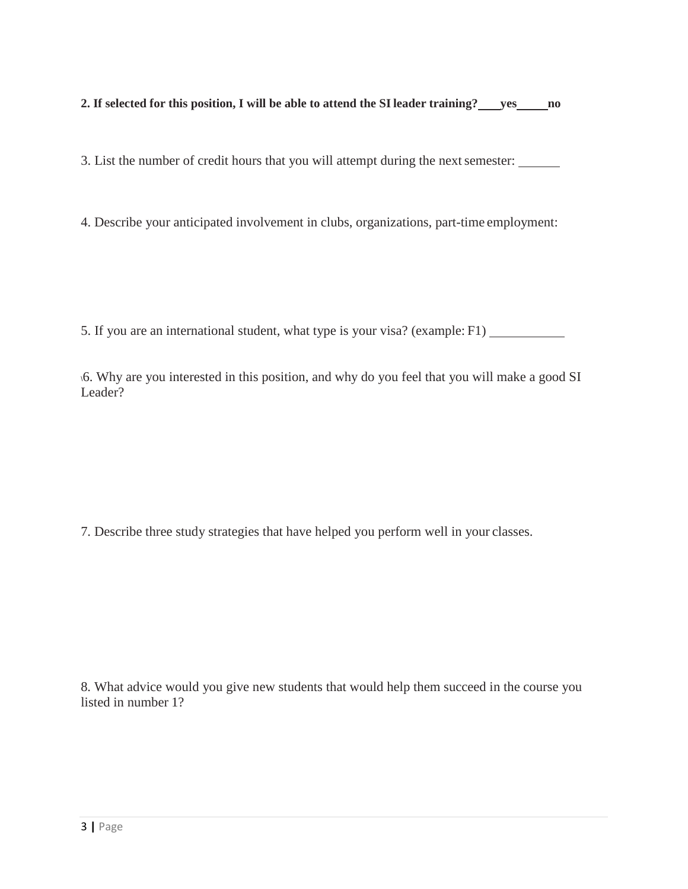**2. If selected for this position, I will be able to attend the SI leader training? \_\_\_\_yes\_\_\_\_\_no**

3. List the number of credit hours that you will attempt during the next semester: \_\_\_\_\_\_

4. Describe your anticipated involvement in clubs, organizations, part-time employment:

5. If you are an international student, what type is your visa? (example: F1) \_\_\_\_\_\_\_\_\_\_\_

6. Why are you interested in this position, and why do you feel that you will make a good SI Leader?

7. Describe three study strategies that have helped you perform well in your classes.

8. What advice would you give new students that would help them succeed in the course you listed in number 1?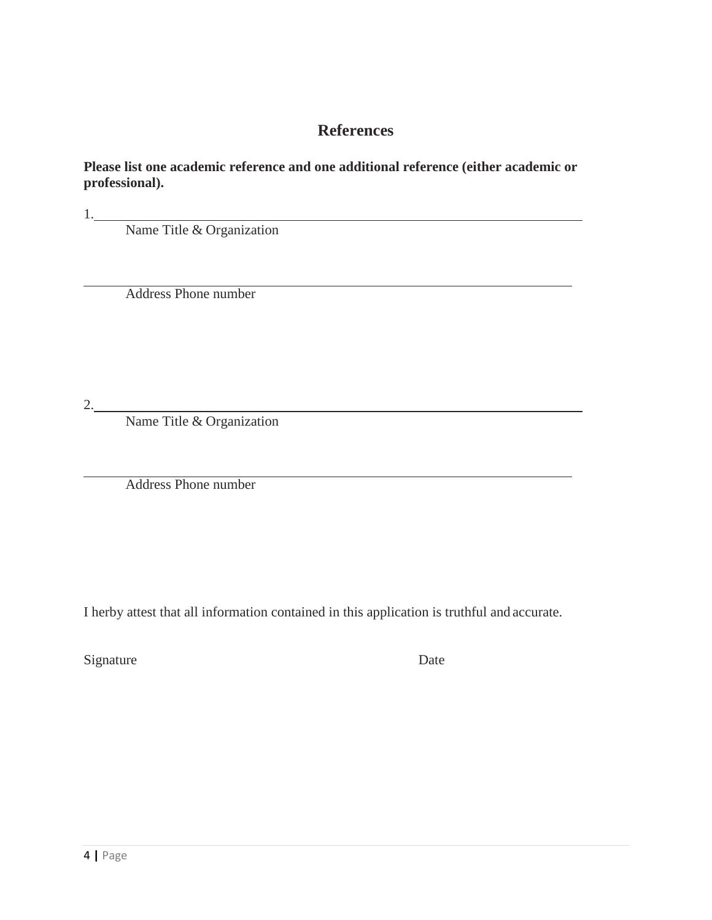## References

**Please list one academic reference and one additional reference (either academic or professional).**

1.\_\_\_\_\_\_\_\_\_\_\_\_\_\_\_\_\_\_\_\_\_\_\_\_\_\_\_\_\_\_\_\_\_\_\_\_\_\_\_\_\_\_\_\_\_\_\_\_\_\_\_\_\_\_\_\_\_\_\_\_

Name Title & Organization

\_\_\_\_\_\_\_\_\_\_\_\_\_\_\_\_\_\_\_\_\_\_\_\_\_\_\_\_\_\_\_\_\_\_\_\_\_\_\_\_\_\_\_\_\_\_\_\_\_\_\_\_\_\_\_\_\_\_\_\_

Address Phone number

2.\_\_\_\_\_\_\_\_\_\_\_\_\_\_\_\_\_\_\_\_\_\_\_\_\_\_\_\_\_\_\_\_\_\_\_\_\_\_\_\_\_\_\_\_\_\_\_\_\_\_\_\_\_\_\_\_\_\_\_\_

Name Title & Organization

\_\_\_\_\_\_\_\_\_\_\_\_\_\_\_\_\_\_\_\_\_\_\_\_\_\_\_\_\_\_\_\_\_\_\_\_\_\_\_\_\_\_\_\_\_\_\_\_\_\_\_\_\_\_\_\_\_\_\_\_

Address Phone number

I herby attest that all information contained in this application is truthful and accurate.

Signature Date